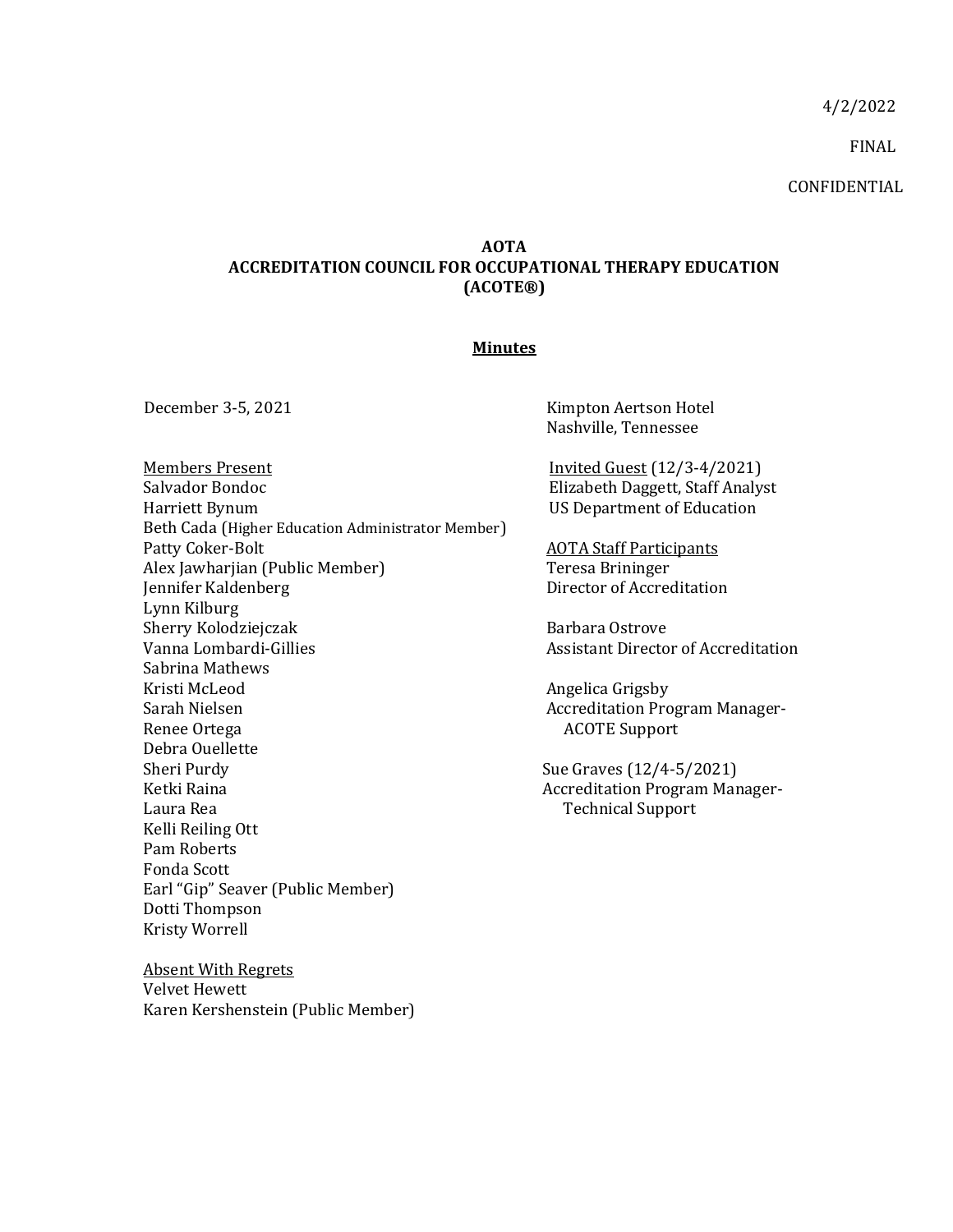4/2/2022

FINAL

CONFIDENTIAL

**AOTA**
**ACCREDITATION COUNCIL FOR OCCUPATIONAL THERAPY EDUCATION**
**(ACOTE®)**

**Minutes**

December 3-5, 2021

Kimpton Aertson Hotel
Nashville, Tennessee

Members Present
Salvador Bondoc
Harriett Bynum
Beth Cada (Higher Education Administrator Member)
Patty Coker-Bolt
Alex Jawharjian (Public Member)
Jennifer Kaldenberg
Lynn Kilburg
Sherry Kolodziejczak
Vanna Lombardi-Gillies
Sabrina Mathews
Kristi McLeod
Sarah Nielsen
Renee Ortega
Debra Ouellette
Sheri Purdy
Ketki Raina
Laura Rea
Kelli Reiling Ott
Pam Roberts
Fonda Scott
Earl "Gip" Seaver (Public Member)
Dotti Thompson
Kristy Worrell

Absent With Regrets
Velvet Hewett
Karen Kershenstein (Public Member)

Invited Guest (12/3-4/2021)
Elizabeth Daggett, Staff Analyst
US Department of Education

AOTA Staff Participants
Teresa Brininger
Director of Accreditation

Barbara Ostrove
Assistant Director of Accreditation

Angelica Grigsby
Accreditation Program Manager-ACOTE Support

Sue Graves (12/4-5/2021)
Accreditation Program Manager-Technical Support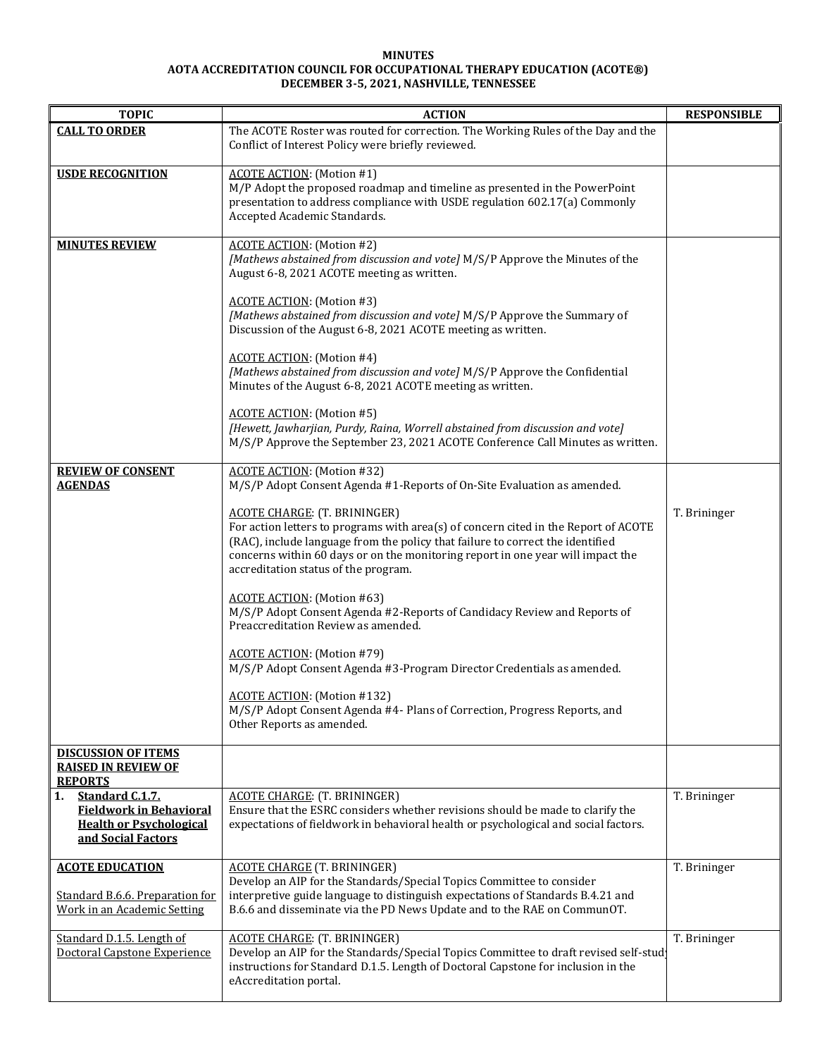**MINUTES**
**AOTA ACCREDITATION COUNCIL FOR OCCUPATIONAL THERAPY EDUCATION (ACOTE®)**
**DECEMBER 3-5, 2021, NASHVILLE, TENNESSEE**

| TOPIC | ACTION | RESPONSIBLE |
|---|---|---|
| **CALL TO ORDER** | The ACOTE Roster was routed for correction. The Working Rules of the Day and the Conflict of Interest Policy were briefly reviewed. | |
| **USDE RECOGNITION** | ACOTE ACTION: (Motion #1)<br>M/P Adopt the proposed roadmap and timeline as presented in the PowerPoint presentation to address compliance with USDE regulation 602.17(a) Commonly Accepted Academic Standards. | |
| **MINUTES REVIEW** | ACOTE ACTION: (Motion #2)<br>*[Mathews abstained from discussion and vote]* M/S/P Approve the Minutes of the August 6-8, 2021 ACOTE meeting as written.<br><br>ACOTE ACTION: (Motion #3)<br>*[Mathews abstained from discussion and vote]* M/S/P Approve the Summary of Discussion of the August 6-8, 2021 ACOTE meeting as written.<br><br>ACOTE ACTION: (Motion #4)<br>*[Mathews abstained from discussion and vote]* M/S/P Approve the Confidential Minutes of the August 6-8, 2021 ACOTE meeting as written.<br><br>ACOTE ACTION: (Motion #5)<br>*[Hewett, Jawharjian, Purdy, Raina, Worrell abstained from discussion and vote]* M/S/P Approve the September 23, 2021 ACOTE Conference Call Minutes as written. | |
| **REVIEW OF CONSENT AGENDAS** | ACOTE ACTION: (Motion #32)<br>M/S/P Adopt Consent Agenda #1-Reports of On-Site Evaluation as amended.<br><br>ACOTE CHARGE: (T. BRININGER)<br>For action letters to programs with area(s) of concern cited in the Report of ACOTE (RAC), include language from the policy that failure to correct the identified concerns within 60 days or on the monitoring report in one year will impact the accreditation status of the program.<br><br>ACOTE ACTION: (Motion #63)<br>M/S/P Adopt Consent Agenda #2-Reports of Candidacy Review and Reports of Preaccreditation Review as amended.<br><br>ACOTE ACTION: (Motion #79)<br>M/S/P Adopt Consent Agenda #3-Program Director Credentials as amended.<br><br>ACOTE ACTION: (Motion #132)<br>M/S/P Adopt Consent Agenda #4- Plans of Correction, Progress Reports, and Other Reports as amended. | T. Brininger |
| **DISCUSSION OF ITEMS RAISED IN REVIEW OF REPORTS** | | |
| **1. Standard C.1.7. Fieldwork in Behavioral Health or Psychological and Social Factors** | ACOTE CHARGE: (T. BRININGER)<br>Ensure that the ESRC considers whether revisions should be made to clarify the expectations of fieldwork in behavioral health or psychological and social factors. | T. Brininger |
| **ACOTE EDUCATION**<br><br>Standard B.6.6. Preparation for Work in an Academic Setting | ACOTE CHARGE (T. BRININGER)<br>Develop an AIP for the Standards/Special Topics Committee to consider interpretive guide language to distinguish expectations of Standards B.4.21 and B.6.6 and disseminate via the PD News Update and to the RAE on CommunOT. | T. Brininger |
| Standard D.1.5. Length of Doctoral Capstone Experience | ACOTE CHARGE: (T. BRININGER)<br>Develop an AIP for the Standards/Special Topics Committee to draft revised self-study instructions for Standard D.1.5. Length of Doctoral Capstone for inclusion in the eAccreditation portal. | T. Brininger |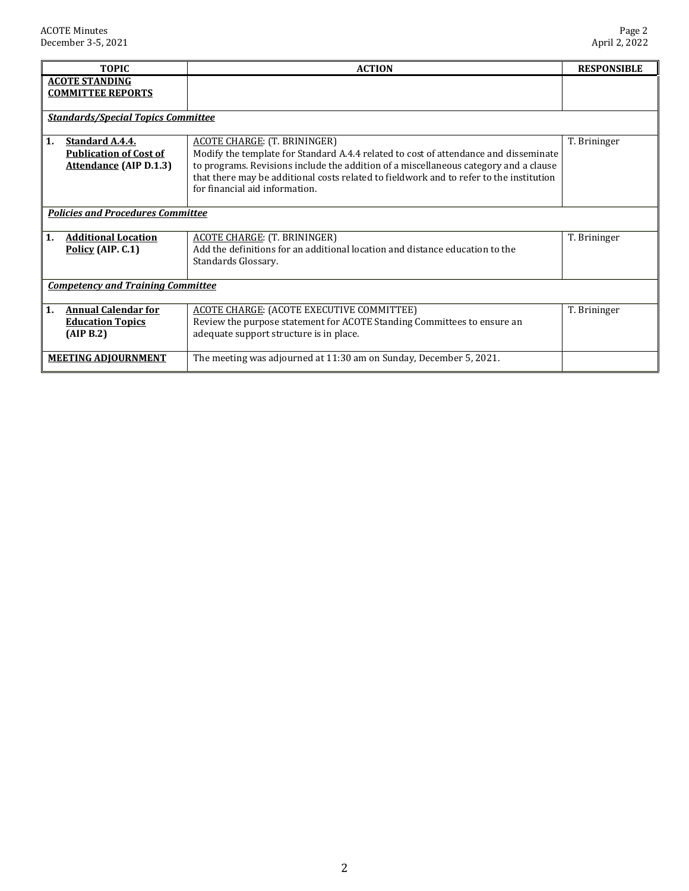| TOPIC | ACTION | RESPONSIBLE |
|---|---|---|
| **ACOTE STANDING COMMITTEE REPORTS** | | |
| ***Standards/Special Topics Committee*** | | |
| **1. Standard A.4.4. Publication of Cost of Attendance (AIP D.1.3)** | ACOTE CHARGE: (T. BRININGER) Modify the template for Standard A.4.4 related to cost of attendance and disseminate to programs. Revisions include the addition of a miscellaneous category and a clause that there may be additional costs related to fieldwork and to refer to the institution for financial aid information. | T. Brininger |
| ***Policies and Procedures Committee*** | | |
| **1. Additional Location Policy (AIP. C.1)** | ACOTE CHARGE: (T. BRININGER) Add the definitions for an additional location and distance education to the Standards Glossary. | T. Brininger |
| ***Competency and Training Committee*** | | |
| **1. Annual Calendar for Education Topics (AIP B.2)** | ACOTE CHARGE: (ACOTE EXECUTIVE COMMITTEE) Review the purpose statement for ACOTE Standing Committees to ensure an adequate support structure is in place. | T. Brininger |
| **MEETING ADJOURNMENT** | The meeting was adjourned at 11:30 am on Sunday, December 5, 2021. | |